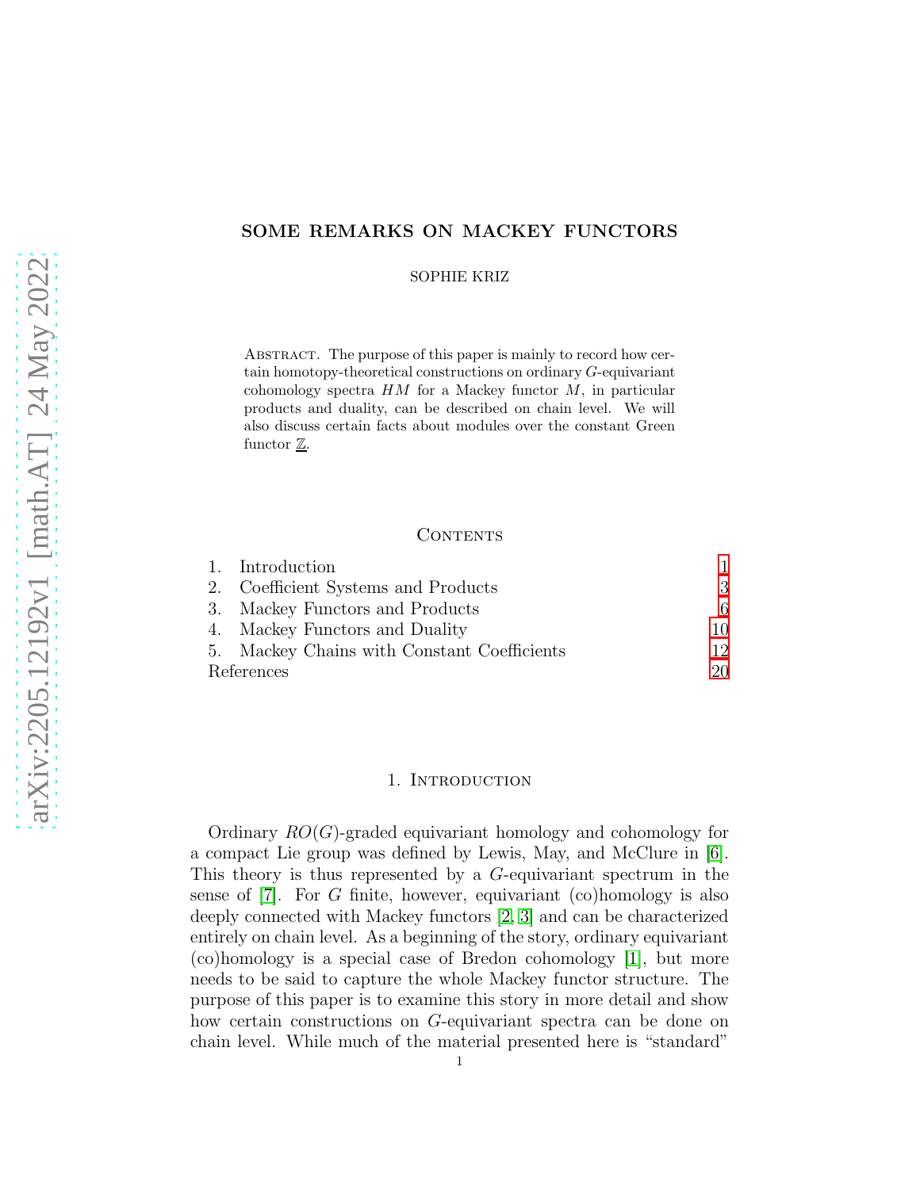# SOME REMARKS ON MACKEY FUNCTORS

SOPHIE KRIZ

ABSTRACT. The purpose of this paper is mainly to record how certain homotopy-theoretical constructions on ordinary $G$-equivariant cohomology spectra $HM$ for a Mackey functor $M$, in particular products and duality, can be described on chain level. We will also discuss certain facts about modules over the constant Green functor $\underline{\mathbb{Z}}$.

## CONTENTS

1. Introduction 1
2. Coefficient Systems and Products 3
3. Mackey Functors and Products 6
4. Mackey Functors and Duality 10
5. Mackey Chains with Constant Coefficients 12

References 20

## 1. INTRODUCTION

Ordinary $RO(G)$-graded equivariant homology and cohomology for a compact Lie group was defined by Lewis, May, and McClure in [6]. This theory is thus represented by a $G$-equivariant spectrum in the sense of [7]. For $G$ finite, however, equivariant (co)homology is also deeply connected with Mackey functors [2, 3] and can be characterized entirely on chain level. As a beginning of the story, ordinary equivariant (co)homology is a special case of Bredon cohomology [1], but more needs to be said to capture the whole Mackey functor structure. The purpose of this paper is to examine this story in more detail and show how certain constructions on $G$-equivariant spectra can be done on chain level. While much of the material presented here is "standard"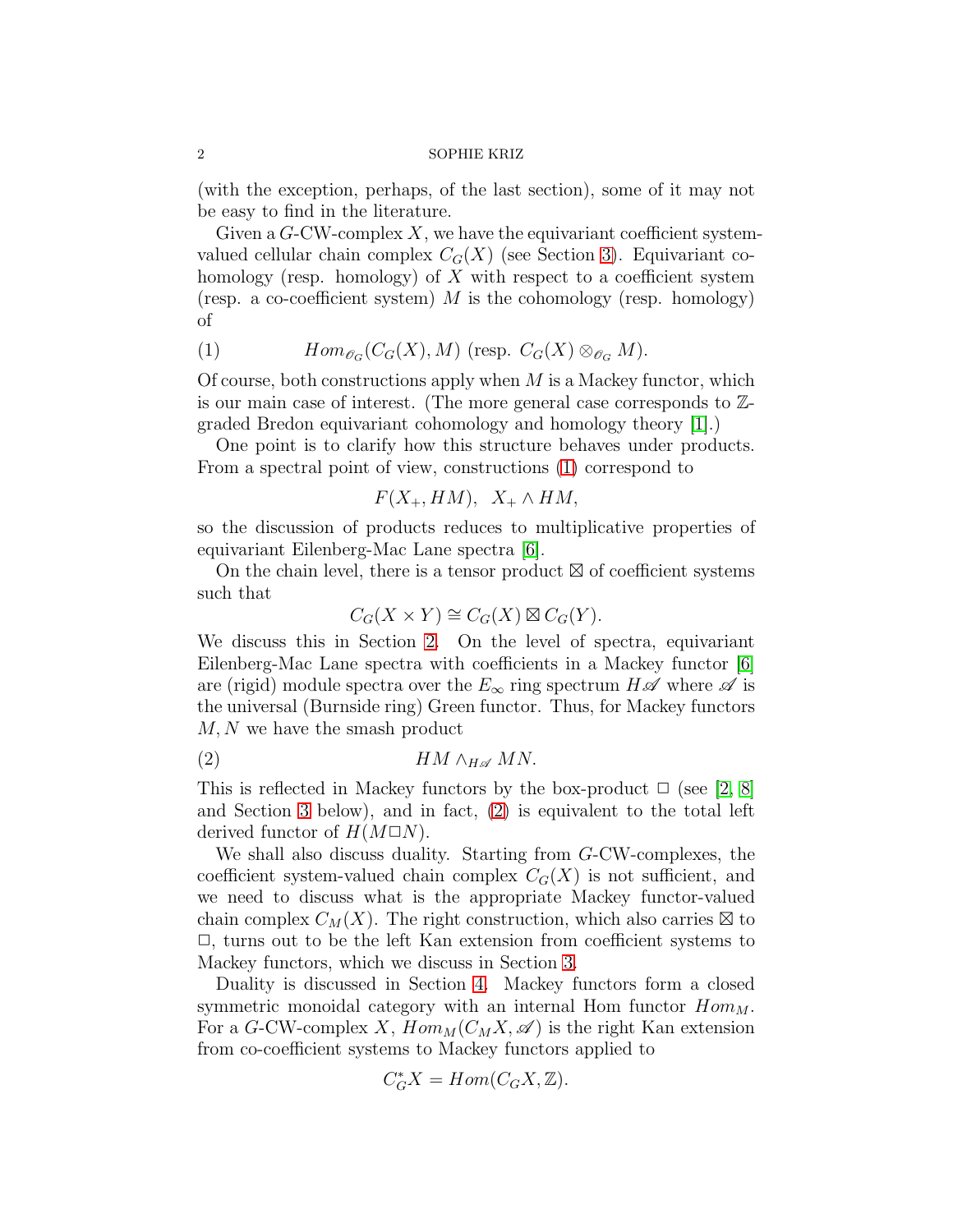(with the exception, perhaps, of the last section), some of it may not be easy to find in the literature.

Given a $G$-CW-complex $X$, we have the equivariant coefficient system-valued cellular chain complex $C_G(X)$ (see Section 3). Equivariant cohomology (resp. homology) of $X$ with respect to a coefficient system (resp. a co-coefficient system) $M$ is the cohomology (resp. homology) of

$$Hom_{\mathscr{O}_G}(C_G(X), M) \text{ (resp. } C_G(X) \otimes_{\mathscr{O}_G} M). \tag{1}$$

Of course, both constructions apply when $M$ is a Mackey functor, which is our main case of interest. (The more general case corresponds to $\mathbb{Z}$-graded Bredon equivariant cohomology and homology theory [1].)

One point is to clarify how this structure behaves under products. From a spectral point of view, constructions (1) correspond to

$$F(X_+, HM), \quad X_+ \wedge HM,$$

so the discussion of products reduces to multiplicative properties of equivariant Eilenberg-Mac Lane spectra [6].

On the chain level, there is a tensor product $\boxtimes$ of coefficient systems such that

$$C_G(X \times Y) \cong C_G(X) \boxtimes C_G(Y).$$

We discuss this in Section 2. On the level of spectra, equivariant Eilenberg-Mac Lane spectra with coefficients in a Mackey functor [6] are (rigid) module spectra over the $E_\infty$ ring spectrum $H\mathscr{A}$ where $\mathscr{A}$ is the universal (Burnside ring) Green functor. Thus, for Mackey functors $M, N$ we have the smash product

$$HM \wedge_{H\mathscr{A}} MN. \tag{2}$$

This is reflected in Mackey functors by the box-product $\square$ (see [2, 8] and Section 3 below), and in fact, (2) is equivalent to the total left derived functor of $H(M \square N)$.

We shall also discuss duality. Starting from $G$-CW-complexes, the coefficient system-valued chain complex $C_G(X)$ is not sufficient, and we need to discuss what is the appropriate Mackey functor-valued chain complex $C_M(X)$. The right construction, which also carries $\boxtimes$ to $\square$, turns out to be the left Kan extension from coefficient systems to Mackey functors, which we discuss in Section 3.

Duality is discussed in Section 4. Mackey functors form a closed symmetric monoidal category with an internal Hom functor $Hom_M$. For a $G$-CW-complex $X$, $Hom_M(C_M X, \mathscr{A})$ is the right Kan extension from co-coefficient systems to Mackey functors applied to

$$C^*_G X = Hom(C_G X, \mathbb{Z}).$$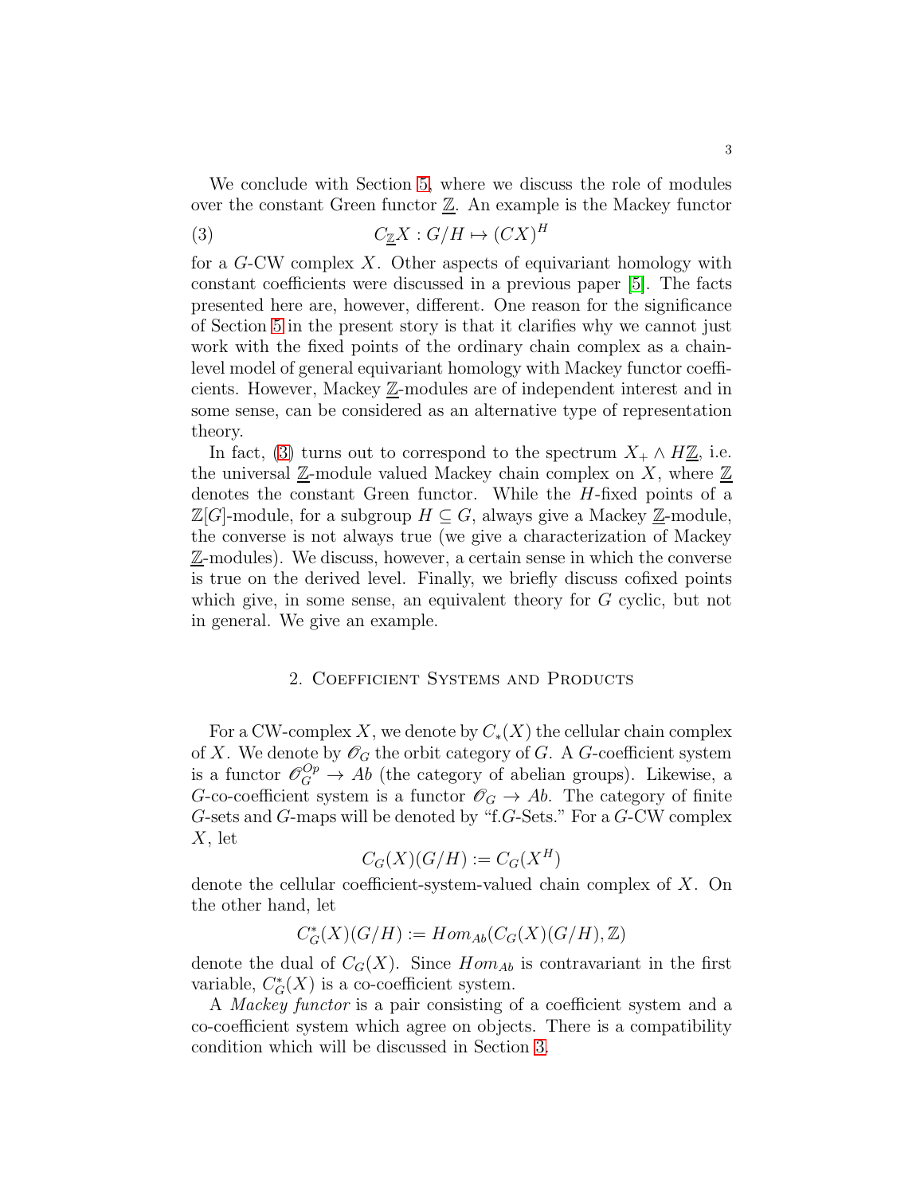We conclude with Section 5, where we discuss the role of modules over the constant Green functor $\underline{\mathbb{Z}}$. An example is the Mackey functor

$$C_{\underline{\mathbb{Z}}}X : G/H \mapsto (CX)^H \tag{3}$$

for a $G$-CW complex $X$. Other aspects of equivariant homology with constant coefficients were discussed in a previous paper [5]. The facts presented here are, however, different. One reason for the significance of Section 5 in the present story is that it clarifies why we cannot just work with the fixed points of the ordinary chain complex as a chain-level model of general equivariant homology with Mackey functor coefficients. However, Mackey $\underline{\mathbb{Z}}$-modules are of independent interest and in some sense, can be considered as an alternative type of representation theory.

In fact, (3) turns out to correspond to the spectrum $X_+ \wedge H\underline{\mathbb{Z}}$, i.e. the universal $\underline{\mathbb{Z}}$-module valued Mackey chain complex on $X$, where $\underline{\mathbb{Z}}$ denotes the constant Green functor. While the $H$-fixed points of a $\mathbb{Z}[G]$-module, for a subgroup $H \subseteq G$, always give a Mackey $\underline{\mathbb{Z}}$-module, the converse is not always true (we give a characterization of Mackey $\underline{\mathbb{Z}}$-modules). We discuss, however, a certain sense in which the converse is true on the derived level. Finally, we briefly discuss cofixed points which give, in some sense, an equivalent theory for $G$ cyclic, but not in general. We give an example.

## 2. Coefficient Systems and Products

For a CW-complex $X$, we denote by $C_*(X)$ the cellular chain complex of $X$. We denote by $\mathscr{O}_G$ the orbit category of $G$. A $G$-coefficient system is a functor $\mathscr{O}_G^{Op} \to Ab$ (the category of abelian groups). Likewise, a $G$-co-coefficient system is a functor $\mathscr{O}_G \to Ab$. The category of finite $G$-sets and $G$-maps will be denoted by "f.$G$-Sets." For a $G$-CW complex $X$, let

$$C_G(X)(G/H) := C_G(X^H)$$

denote the cellular coefficient-system-valued chain complex of $X$. On the other hand, let

$$C_G^*(X)(G/H) := Hom_{Ab}(C_G(X)(G/H), \mathbb{Z})$$

denote the dual of $C_G(X)$. Since $Hom_{Ab}$ is contravariant in the first variable, $C_G^*(X)$ is a co-coefficient system.

A *Mackey functor* is a pair consisting of a coefficient system and a co-coefficient system which agree on objects. There is a compatibility condition which will be discussed in Section 3.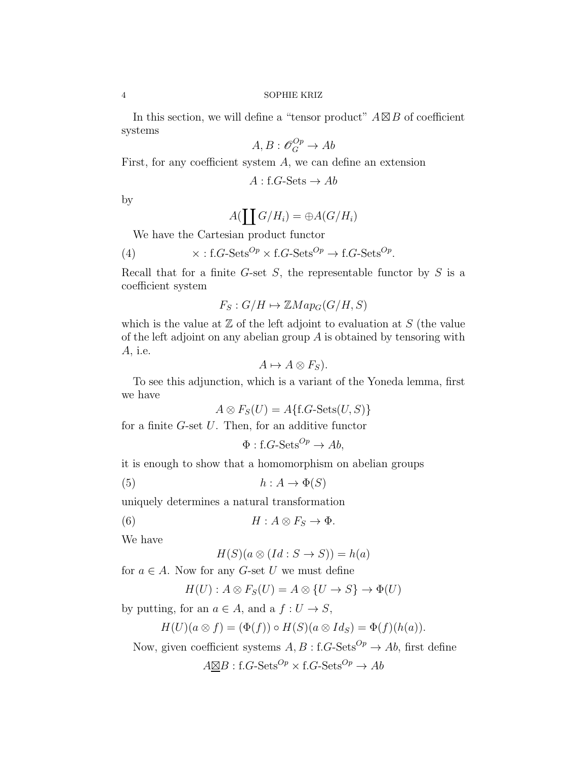In this section, we will define a "tensor product" $A \boxtimes B$ of coefficient systems

$$A, B : \mathscr{O}_G^{Op} \to Ab$$

First, for any coefficient system $A$, we can define an extension

$$A : \text{f.}G\text{-Sets} \to Ab$$

by

$$A(\coprod G/H_i) = \oplus A(G/H_i)$$

We have the Cartesian product functor

$$\times : \text{f.}G\text{-Sets}^{Op} \times \text{f.}G\text{-Sets}^{Op} \to \text{f.}G\text{-Sets}^{Op}. \tag{4}$$

Recall that for a finite $G$-set $S$, the representable functor by $S$ is a coefficient system

$$F_S : G/H \mapsto \mathbb{Z}Map_G(G/H, S)$$

which is the value at $\mathbb{Z}$ of the left adjoint to evaluation at $S$ (the value of the left adjoint on any abelian group $A$ is obtained by tensoring with $A$, i.e.

$$A \mapsto A \otimes F_S).$$

To see this adjunction, which is a variant of the Yoneda lemma, first we have

$$A \otimes F_S(U) = A\{\text{f.}G\text{-Sets}(U, S)\}$$

for a finite $G$-set $U$. Then, for an additive functor

$$\Phi : \text{f.}G\text{-Sets}^{Op} \to Ab,$$

it is enough to show that a homomorphism on abelian groups

$$h : A \to \Phi(S) \tag{5}$$

uniquely determines a natural transformation

$$H : A \otimes F_S \to \Phi. \tag{6}$$

We have

$$H(S)(a \otimes (Id : S \to S)) = h(a)$$

for $a \in A$. Now for any $G$-set $U$ we must define

$$H(U) : A \otimes F_S(U) = A \otimes \{U \to S\} \to \Phi(U)$$

by putting, for an $a \in A$, and a $f : U \to S$,

$$H(U)(a \otimes f) = (\Phi(f)) \circ H(S)(a \otimes Id_S) = \Phi(f)(h(a)).$$

Now, given coefficient systems $A, B : \text{f.}G\text{-Sets}^{Op} \to Ab$, first define

$$A \underline{\boxtimes} B : \text{f.}G\text{-Sets}^{Op} \times \text{f.}G\text{-Sets}^{Op} \to Ab$$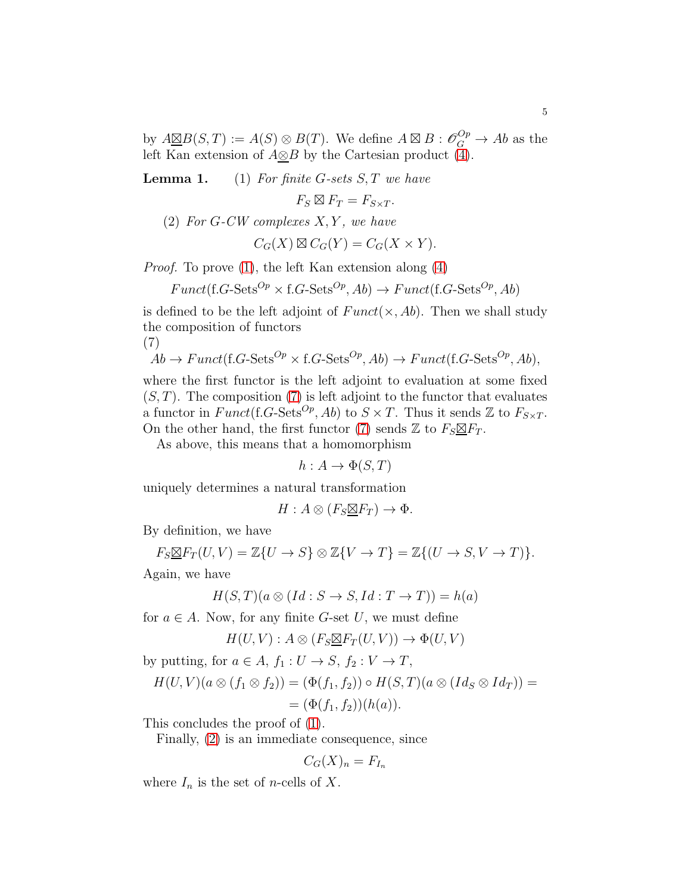by $A \underline{\boxtimes} B(S,T) := A(S) \otimes B(T)$. We define $A \boxtimes B : \mathscr{O}_G^{Op} \to Ab$ as the left Kan extension of $A \underline{\otimes} B$ by the Cartesian product (4).

**Lemma 1.** (1) *For finite $G$-sets $S, T$ we have*

$$F_S \boxtimes F_T = F_{S \times T}.$$

(2) *For $G$-CW complexes $X, Y$, we have*

$$C_G(X) \boxtimes C_G(Y) = C_G(X \times Y).$$

*Proof.* To prove (1), the left Kan extension along (4)

$$Funct(\text{f.}G\text{-Sets}^{Op} \times \text{f.}G\text{-Sets}^{Op}, Ab) \to Funct(\text{f.}G\text{-Sets}^{Op}, Ab)$$

is defined to be the left adjoint of $Funct(\times, Ab)$. Then we shall study the composition of functors

(7)

$$Ab \to Funct(\text{f.}G\text{-Sets}^{Op} \times \text{f.}G\text{-Sets}^{Op}, Ab) \to Funct(\text{f.}G\text{-Sets}^{Op}, Ab),$$

where the first functor is the left adjoint to evaluation at some fixed $(S, T)$. The composition (7) is left adjoint to the functor that evaluates a functor in $Funct(\text{f.}G\text{-Sets}^{Op}, Ab)$ to $S \times T$. Thus it sends $\mathbb{Z}$ to $F_{S \times T}$. On the other hand, the first functor (7) sends $\mathbb{Z}$ to $F_S \underline{\boxtimes} F_T$.

As above, this means that a homomorphism

$$h : A \to \Phi(S, T)$$

uniquely determines a natural transformation

$$H : A \otimes (F_S \underline{\boxtimes} F_T) \to \Phi.$$

By definition, we have

$$F_S \underline{\boxtimes} F_T(U, V) = \mathbb{Z}\{U \to S\} \otimes \mathbb{Z}\{V \to T\} = \mathbb{Z}\{(U \to S, V \to T)\}.$$

Again, we have

$$H(S,T)(a \otimes (Id : S \to S, Id : T \to T)) = h(a)$$

for $a \in A$. Now, for any finite $G$-set $U$, we must define

$$H(U,V) : A \otimes (F_S \underline{\boxtimes} F_T(U, V)) \to \Phi(U, V)$$

by putting, for $a \in A$, $f_1 : U \to S$, $f_2 : V \to T$,

$$\begin{aligned} H(U,V)(a \otimes (f_1 \otimes f_2)) &= (\Phi(f_1, f_2)) \circ H(S,T)(a \otimes (Id_S \otimes Id_T)) = \\ &= (\Phi(f_1, f_2))(h(a)). \end{aligned}$$

This concludes the proof of (1).

Finally, (2) is an immediate consequence, since

$$C_G(X)_n = F_{I_n}$$

where $I_n$ is the set of $n$-cells of $X$.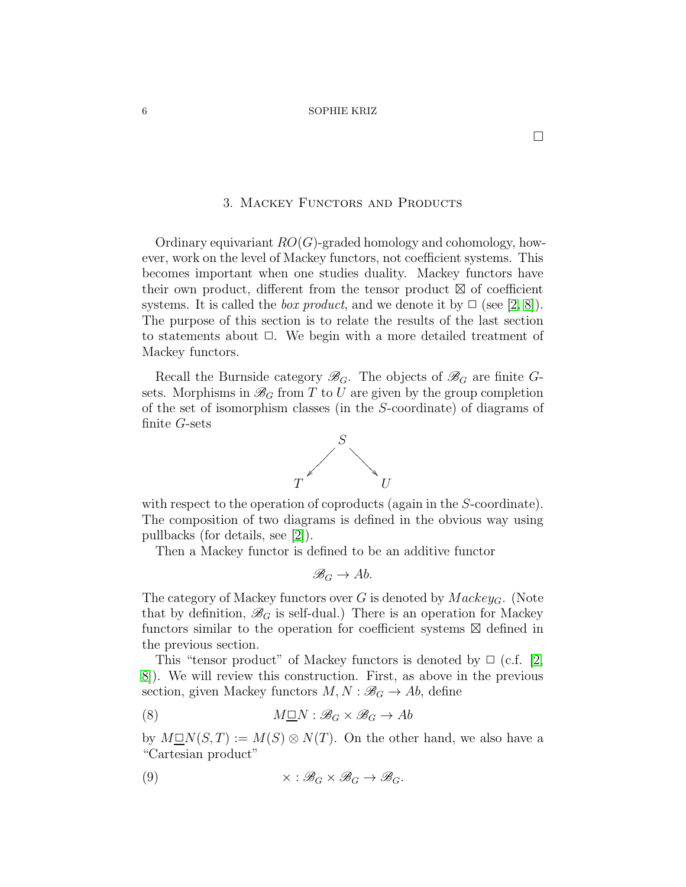□

## 3. Mackey Functors and Products

Ordinary equivariant $RO(G)$-graded homology and cohomology, however, work on the level of Mackey functors, not coefficient systems. This becomes important when one studies duality. Mackey functors have their own product, different from the tensor product $\boxtimes$ of coefficient systems. It is called the *box product*, and we denote it by $\square$ (see [2, 8]). The purpose of this section is to relate the results of the last section to statements about $\square$. We begin with a more detailed treatment of Mackey functors.

Recall the Burnside category $\mathscr{B}_G$. The objects of $\mathscr{B}_G$ are finite $G$-sets. Morphisms in $\mathscr{B}_G$ from $T$ to $U$ are given by the group completion of the set of isomorphism classes (in the $S$-coordinate) of diagrams of finite $G$-sets

$$\begin{array}{ccc} & S & \\ \swarrow & & \searrow \\ T & & U \end{array}$$

with respect to the operation of coproducts (again in the $S$-coordinate). The composition of two diagrams is defined in the obvious way using pullbacks (for details, see [2]).

Then a Mackey functor is defined to be an additive functor

$$\mathscr{B}_G \to Ab.$$

The category of Mackey functors over $G$ is denoted by $Mackey_G$. (Note that by definition, $\mathscr{B}_G$ is self-dual.) There is an operation for Mackey functors similar to the operation for coefficient systems $\boxtimes$ defined in the previous section.

This "tensor product" of Mackey functors is denoted by $\square$ (c.f. [2, 8]). We will review this construction. First, as above in the previous section, given Mackey functors $M, N : \mathscr{B}_G \to Ab$, define

$$M \underline{\square} N : \mathscr{B}_G \times \mathscr{B}_G \to Ab \tag{8}$$

by $M \underline{\square} N(S,T) := M(S) \otimes N(T)$. On the other hand, we also have a "Cartesian product"

$$\times : \mathscr{B}_G \times \mathscr{B}_G \to \mathscr{B}_G. \tag{9}$$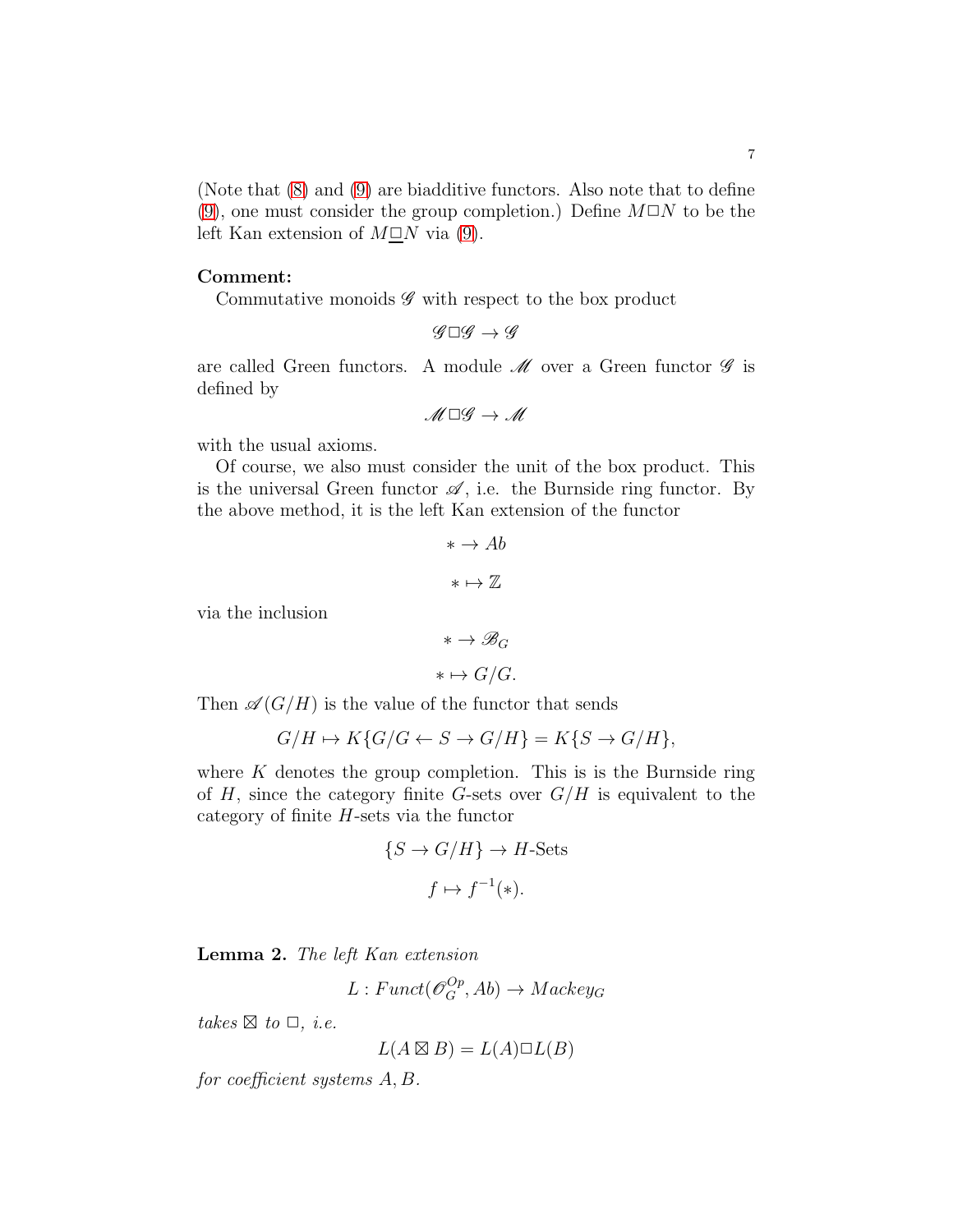(Note that (8) and (9) are biadditive functors. Also note that to define (9), one must consider the group completion.) Define $M\Box N$ to be the left Kan extension of $M\underline{\Box}N$ via (9).

**Comment:**

Commutative monoids $\mathscr{G}$ with respect to the box product

$$\mathscr{G}\Box\mathscr{G} \to \mathscr{G}$$

are called Green functors. A module $\mathscr{M}$ over a Green functor $\mathscr{G}$ is defined by

$$\mathscr{M}\Box\mathscr{G} \to \mathscr{M}$$

with the usual axioms.

Of course, we also must consider the unit of the box product. This is the universal Green functor $\mathscr{A}$, i.e. the Burnside ring functor. By the above method, it is the left Kan extension of the functor

$$* \to Ab$$

$$* \mapsto \mathbb{Z}$$

via the inclusion

$$* \to \mathscr{B}_G$$

$$* \mapsto G/G.$$

Then $\mathscr{A}(G/H)$ is the value of the functor that sends

$$G/H \mapsto K\{G/G \leftarrow S \to G/H\} = K\{S \to G/H\},$$

where $K$ denotes the group completion. This is is the Burnside ring of $H$, since the category finite $G$-sets over $G/H$ is equivalent to the category of finite $H$-sets via the functor

$$\{S \to G/H\} \to H\text{-Sets}$$

$$f \mapsto f^{-1}(*).$$

**Lemma 2.** *The left Kan extension*

$$L : Funct(\mathscr{O}_G^{Op}, Ab) \to Mackey_G$$

*takes* $\boxtimes$ *to* $\Box$*, i.e.*

$$L(A \boxtimes B) = L(A)\Box L(B)$$

*for coefficient systems* $A, B$*.*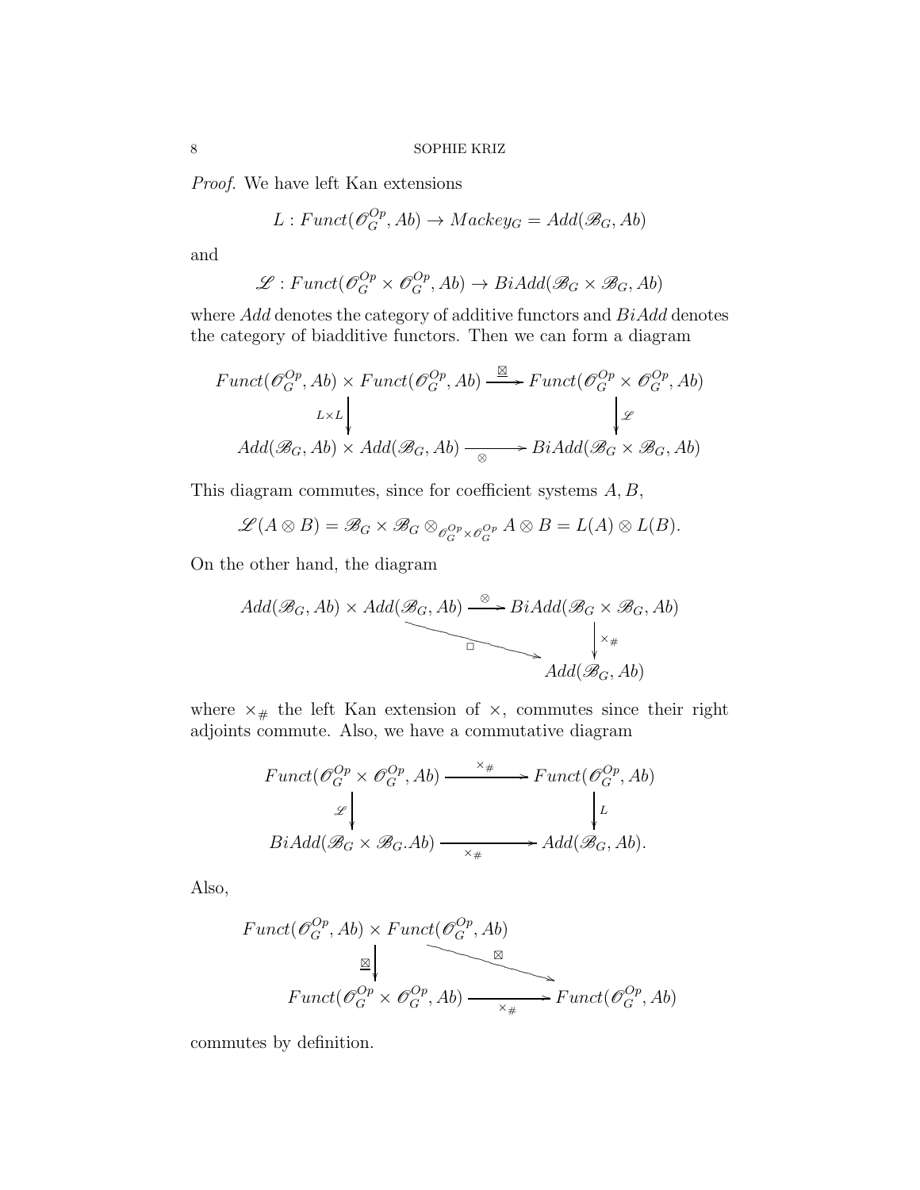*Proof.* We have left Kan extensions

$$L : Funct(\mathscr{O}_G^{Op}, Ab) \to Mackey_G = Add(\mathscr{B}_G, Ab)$$

and

$$\mathscr{L} : Funct(\mathscr{O}_G^{Op} \times \mathscr{O}_G^{Op}, Ab) \to BiAdd(\mathscr{B}_G \times \mathscr{B}_G, Ab)$$

where $Add$ denotes the category of additive functors and $BiAdd$ denotes the category of biadditive functors. Then we can form a diagram

$$\begin{array}{ccc}
Funct(\mathscr{O}_G^{Op}, Ab) \times Funct(\mathscr{O}_G^{Op}, Ab) & \xrightarrow{\boxtimes} & Funct(\mathscr{O}_G^{Op} \times \mathscr{O}_G^{Op}, Ab) \\
\Big\downarrow{\scriptstyle L \times L} & & \Big\downarrow{\scriptstyle \mathscr{L}} \\
Add(\mathscr{B}_G, Ab) \times Add(\mathscr{B}_G, Ab) & \xrightarrow[\otimes]{} & BiAdd(\mathscr{B}_G \times \mathscr{B}_G, Ab)
\end{array}$$

This diagram commutes, since for coefficient systems $A, B$,

$$\mathscr{L}(A \otimes B) = \mathscr{B}_G \times \mathscr{B}_G \otimes_{\mathscr{O}_G^{Op} \times \mathscr{O}_G^{Op}} A \otimes B = L(A) \otimes L(B).$$

On the other hand, the diagram

$$\begin{array}{ccc}
Add(\mathscr{B}_G, Ab) \times Add(\mathscr{B}_G, Ab) & \xrightarrow{\otimes} & BiAdd(\mathscr{B}_G \times \mathscr{B}_G, Ab) \\
& \searrow^{\Box} & \Big\downarrow{\scriptstyle \times_\#} \\
& & Add(\mathscr{B}_G, Ab)
\end{array}$$

where $\times_\#$ the left Kan extension of $\times$, commutes since their right adjoints commute. Also, we have a commutative diagram

$$\begin{array}{ccc}
Funct(\mathscr{O}_G^{Op} \times \mathscr{O}_G^{Op}, Ab) & \xrightarrow{\times_\#} & Funct(\mathscr{O}_G^{Op}, Ab) \\
\Big\downarrow{\scriptstyle \mathscr{L}} & & \Big\downarrow{\scriptstyle L} \\
BiAdd(\mathscr{B}_G \times \mathscr{B}_G.Ab) & \xrightarrow[\times_\#]{} & Add(\mathscr{B}_G, Ab).
\end{array}$$

Also,

$$\begin{array}{ccc}
Funct(\mathscr{O}_G^{Op}, Ab) \times Funct(\mathscr{O}_G^{Op}, Ab) & & \\
\Big\downarrow{\scriptstyle \boxtimes} & \searrow^{\boxtimes} & \\
Funct(\mathscr{O}_G^{Op} \times \mathscr{O}_G^{Op}, Ab) & \xrightarrow[\times_\#]{} & Funct(\mathscr{O}_G^{Op}, Ab)
\end{array}$$

commutes by definition.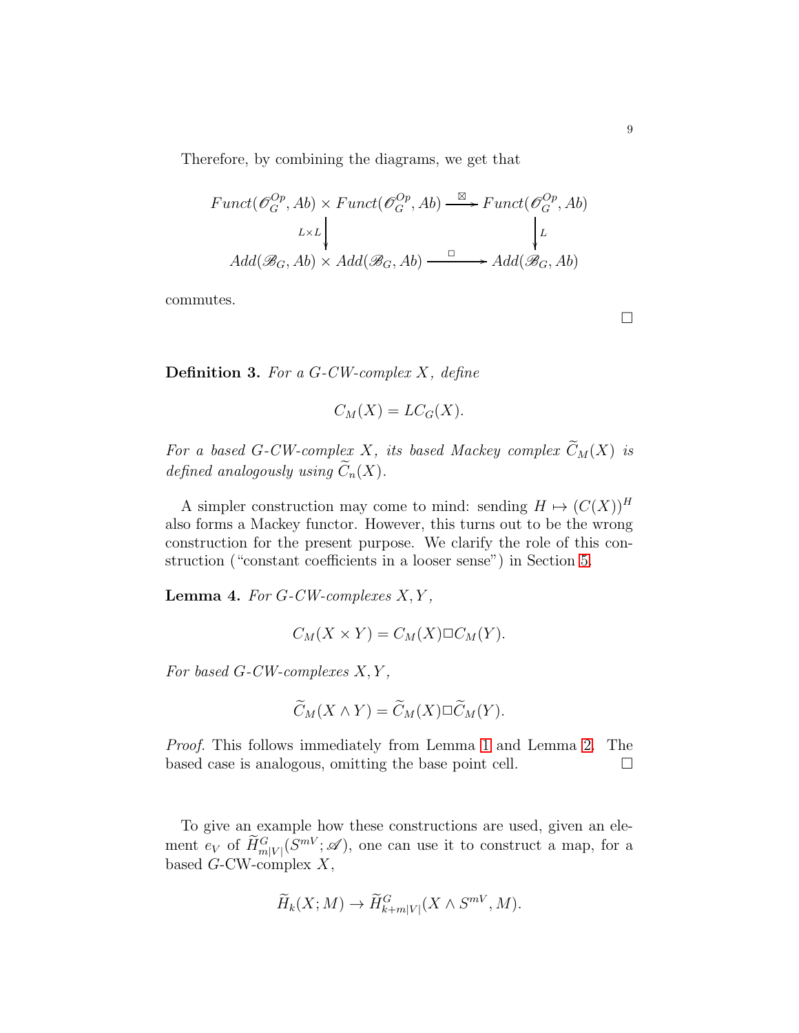Therefore, by combining the diagrams, we get that

$$\begin{array}{ccc} Funct(\mathscr{O}_G^{Op}, Ab) \times Funct(\mathscr{O}_G^{Op}, Ab) & \xrightarrow{\boxtimes} & Funct(\mathscr{O}_G^{Op}, Ab) \\ \downarrow{\scriptstyle L \times L} & & \downarrow{\scriptstyle L} \\ Add(\mathscr{B}_G, Ab) \times Add(\mathscr{B}_G, Ab) & \xrightarrow{\square} & Add(\mathscr{B}_G, Ab) \end{array}$$

commutes. $\square$

**Definition 3.** *For a G-CW-complex $X$, define*

$$C_M(X) = LC_G(X).$$

*For a based G-CW-complex $X$, its based Mackey complex $\widetilde{C}_M(X)$ is defined analogously using $\widetilde{C}_n(X)$.*

A simpler construction may come to mind: sending $H \mapsto (C(X))^H$ also forms a Mackey functor. However, this turns out to be the wrong construction for the present purpose. We clarify the role of this construction ("constant coefficients in a looser sense") in Section 5.

**Lemma 4.** *For G-CW-complexes $X, Y$,*

$$C_M(X \times Y) = C_M(X) \square C_M(Y).$$

*For based G-CW-complexes $X, Y$,*

$$\widetilde{C}_M(X \wedge Y) = \widetilde{C}_M(X) \square \widetilde{C}_M(Y).$$

*Proof.* This follows immediately from Lemma 1 and Lemma 2. The based case is analogous, omitting the base point cell. $\square$

To give an example how these constructions are used, given an element $e_V$ of $\widetilde{H}^G_{m|V|}(S^{mV}; \mathscr{A})$, one can use it to construct a map, for a based $G$-CW-complex $X$,

$$\widetilde{H}_k(X; M) \to \widetilde{H}^G_{k+m|V|}(X \wedge S^{mV}, M).$$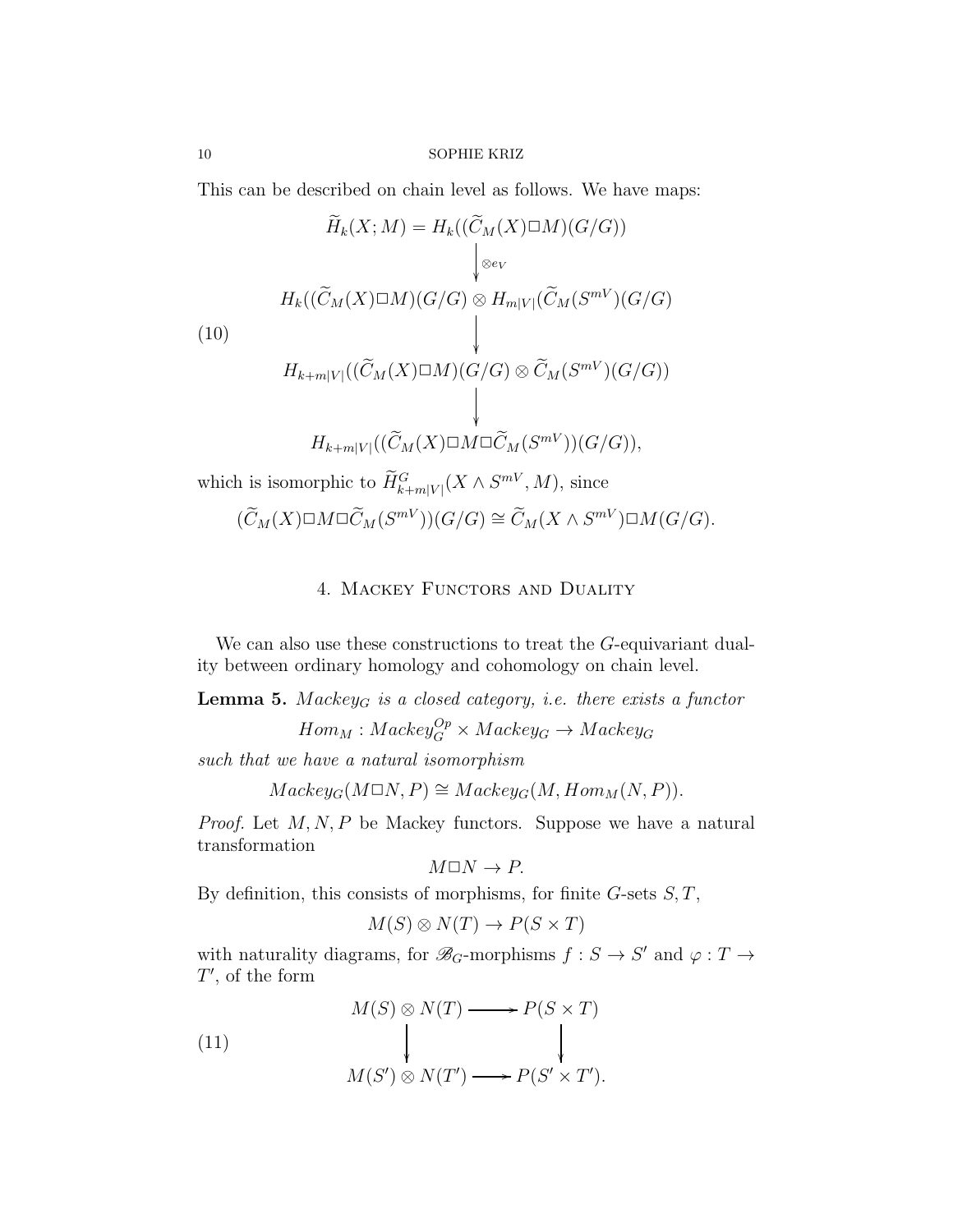This can be described on chain level as follows. We have maps:

$$
\begin{array}{c}
\widetilde{H}_k(X;M) = H_k((\widetilde{C}_M(X)\Box M)(G/G)) \\
\Big\downarrow {\scriptstyle \otimes e_V} \\
H_k((\widetilde{C}_M(X)\Box M)(G/G) \otimes H_{m|V|}(\widetilde{C}_M(S^{mV})(G/G) \\
\Big\downarrow \\
H_{k+m|V|}((\widetilde{C}_M(X)\Box M)(G/G) \otimes \widetilde{C}_M(S^{mV})(G/G)) \\
\Big\downarrow \\
H_{k+m|V|}((\widetilde{C}_M(X)\Box M \Box \widetilde{C}_M(S^{mV}))(G/G)),
\end{array}
\tag{10}
$$

which is isomorphic to $\widetilde{H}^G_{k+m|V|}(X \wedge S^{mV}, M)$, since

$$
(\widetilde{C}_M(X)\Box M \Box \widetilde{C}_M(S^{mV}))(G/G) \cong \widetilde{C}_M(X \wedge S^{mV})\Box M(G/G).
$$

## 4. Mackey Functors and Duality

We can also use these constructions to treat the $G$-equivariant duality between ordinary homology and cohomology on chain level.

**Lemma 5.** *$Mackey_G$ is a closed category, i.e. there exists a functor*

$$
Hom_M : Mackey_G^{Op} \times Mackey_G \to Mackey_G
$$

*such that we have a natural isomorphism*

$$
Mackey_G(M\Box N, P) \cong Mackey_G(M, Hom_M(N, P)).
$$

*Proof.* Let $M, N, P$ be Mackey functors. Suppose we have a natural transformation

$$
M\Box N \to P.
$$

By definition, this consists of morphisms, for finite $G$-sets $S, T$,

$$
M(S) \otimes N(T) \to P(S \times T)
$$

with naturality diagrams, for $\mathscr{B}_G$-morphisms $f : S \to S'$ and $\varphi : T \to T'$, of the form

$$
\begin{array}{ccc}
M(S) \otimes N(T) & \longrightarrow & P(S \times T) \\
\Big\downarrow & & \Big\downarrow \\
M(S') \otimes N(T') & \longrightarrow & P(S' \times T').
\end{array}
\tag{11}
$$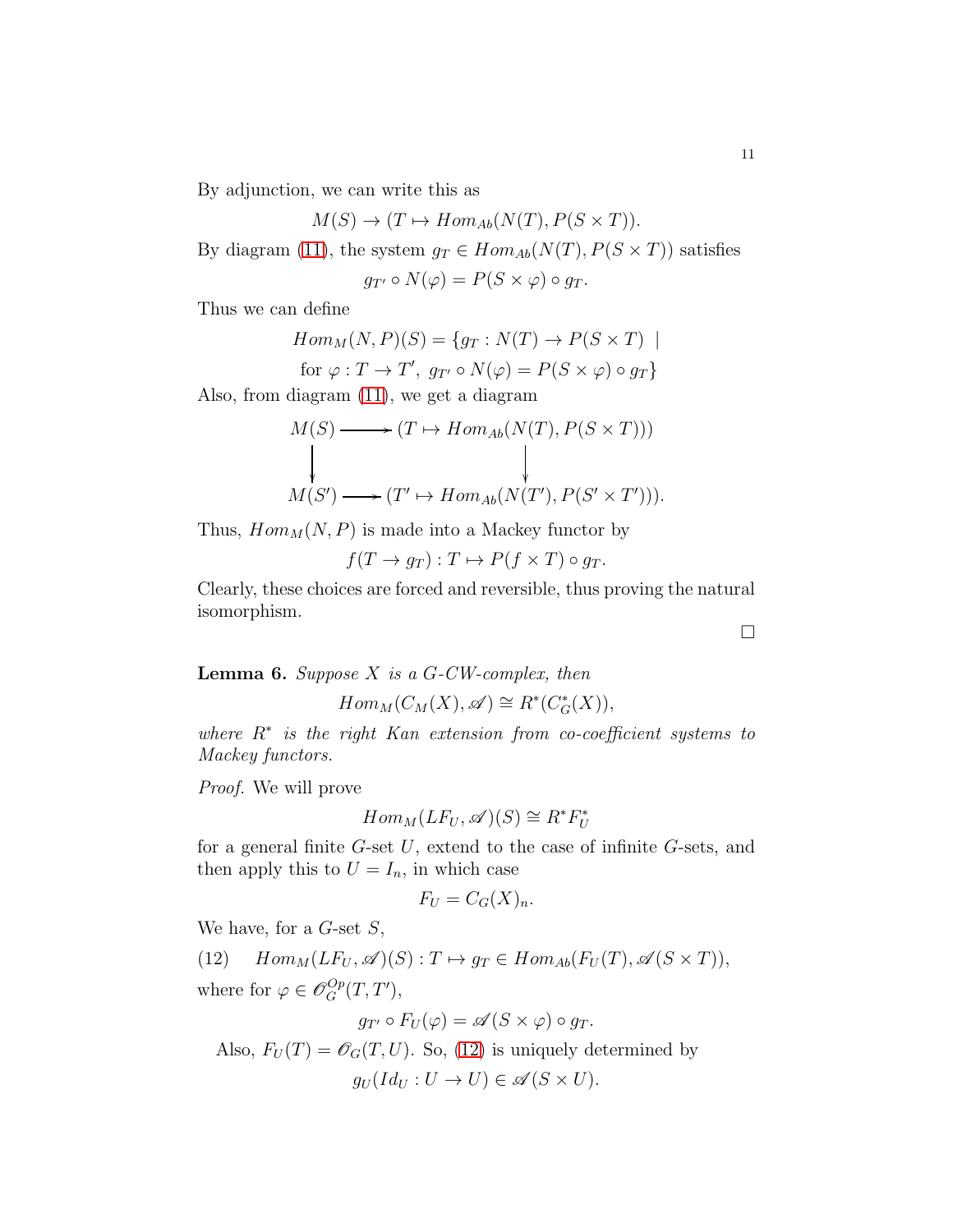By adjunction, we can write this as

$$M(S) \to (T \mapsto Hom_{Ab}(N(T), P(S \times T)).$$

By diagram (11), the system $g_T \in Hom_{Ab}(N(T), P(S \times T))$ satisfies

$$g_{T'} \circ N(\varphi) = P(S \times \varphi) \circ g_T.$$

Thus we can define

$$\begin{aligned} Hom_M(N, P)(S) = \{ & g_T : N(T) \to P(S \times T) \ | \\ & \text{for } \varphi : T \to T',\ g_{T'} \circ N(\varphi) = P(S \times \varphi) \circ g_T \} \end{aligned}$$

Also, from diagram (11), we get a diagram

$$\begin{array}{ccc} M(S) & \longrightarrow & (T \mapsto Hom_{Ab}(N(T), P(S \times T))) \\ \big\downarrow & & \big\downarrow \\ M(S') & \longrightarrow & (T' \mapsto Hom_{Ab}(N(T'), P(S' \times T'))). \end{array}$$

Thus, $Hom_M(N, P)$ is made into a Mackey functor by

$$f(T \to g_T) : T \mapsto P(f \times T) \circ g_T.$$

Clearly, these choices are forced and reversible, thus proving the natural isomorphism.

□

**Lemma 6.** *Suppose $X$ is a $G$-CW-complex, then*

$$Hom_M(C_M(X), \mathscr{A}) \cong R^*(C^*_G(X)),$$

*where $R^*$ is the right Kan extension from co-coefficient systems to Mackey functors.*

*Proof.* We will prove

$$Hom_M(LF_U, \mathscr{A})(S) \cong R^* F^*_U$$

for a general finite $G$-set $U$, extend to the case of infinite $G$-sets, and then apply this to $U = I_n$, in which case

$$F_U = C_G(X)_n.$$

We have, for a $G$-set $S$,

$$Hom_M(LF_U, \mathscr{A})(S) : T \mapsto g_T \in Hom_{Ab}(F_U(T), \mathscr{A}(S \times T)), \tag{12}$$

where for $\varphi \in \mathscr{O}^{Op}_G(T, T')$,

$$g_{T'} \circ F_U(\varphi) = \mathscr{A}(S \times \varphi) \circ g_T.$$

Also, $F_U(T) = \mathscr{O}_G(T, U)$. So, (12) is uniquely determined by

$$g_U(Id_U : U \to U) \in \mathscr{A}(S \times U).$$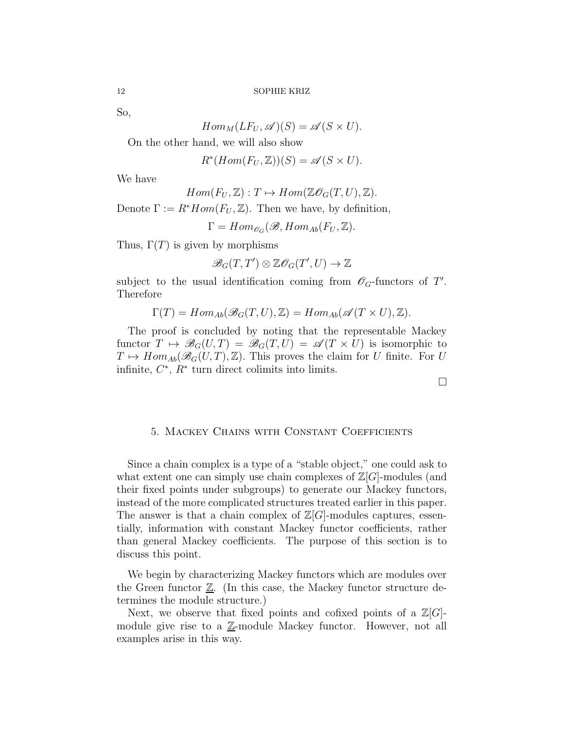So,

$$Hom_M(LF_U, \mathscr{A})(S) = \mathscr{A}(S \times U).$$

On the other hand, we will also show

$$R^*(Hom(F_U, \mathbb{Z}))(S) = \mathscr{A}(S \times U).$$

We have

$$Hom(F_U, \mathbb{Z}) : T \mapsto Hom(\mathbb{Z}\mathscr{O}_G(T, U), \mathbb{Z}).$$

Denote $\Gamma := R^* Hom(F_U, \mathbb{Z})$. Then we have, by definition,

$$\Gamma = Hom_{\mathscr{O}_G}(\mathscr{B}, Hom_{Ab}(F_U, \mathbb{Z}).$$

Thus, $\Gamma(T)$ is given by morphisms

$$\mathscr{B}_G(T, T') \otimes \mathbb{Z}\mathscr{O}_G(T', U) \to \mathbb{Z}$$

subject to the usual identification coming from $\mathscr{O}_G$-functors of $T'$. Therefore

$$\Gamma(T) = Hom_{Ab}(\mathscr{B}_G(T, U), \mathbb{Z}) = Hom_{Ab}(\mathscr{A}(T \times U), \mathbb{Z}).$$

The proof is concluded by noting that the representable Mackey functor $T \mapsto \mathscr{B}_G(U, T) = \mathscr{B}_G(T, U) = \mathscr{A}(T \times U)$ is isomorphic to $T \mapsto Hom_{Ab}(\mathscr{B}_G(U, T), \mathbb{Z})$. This proves the claim for $U$ finite. For $U$ infinite, $C^*$, $R^*$ turn direct colimits into limits.

$\square$

## 5. Mackey Chains with Constant Coefficients

Since a chain complex is a type of a "stable object," one could ask to what extent one can simply use chain complexes of $\mathbb{Z}[G]$-modules (and their fixed points under subgroups) to generate our Mackey functors, instead of the more complicated structures treated earlier in this paper. The answer is that a chain complex of $\mathbb{Z}[G]$-modules captures, essentially, information with constant Mackey functor coefficients, rather than general Mackey coefficients. The purpose of this section is to discuss this point.

We begin by characterizing Mackey functors which are modules over the Green functor $\underline{\mathbb{Z}}$. (In this case, the Mackey functor structure determines the module structure.)

Next, we observe that fixed points and cofixed points of a $\mathbb{Z}[G]$-module give rise to a $\underline{\mathbb{Z}}$-module Mackey functor. However, not all examples arise in this way.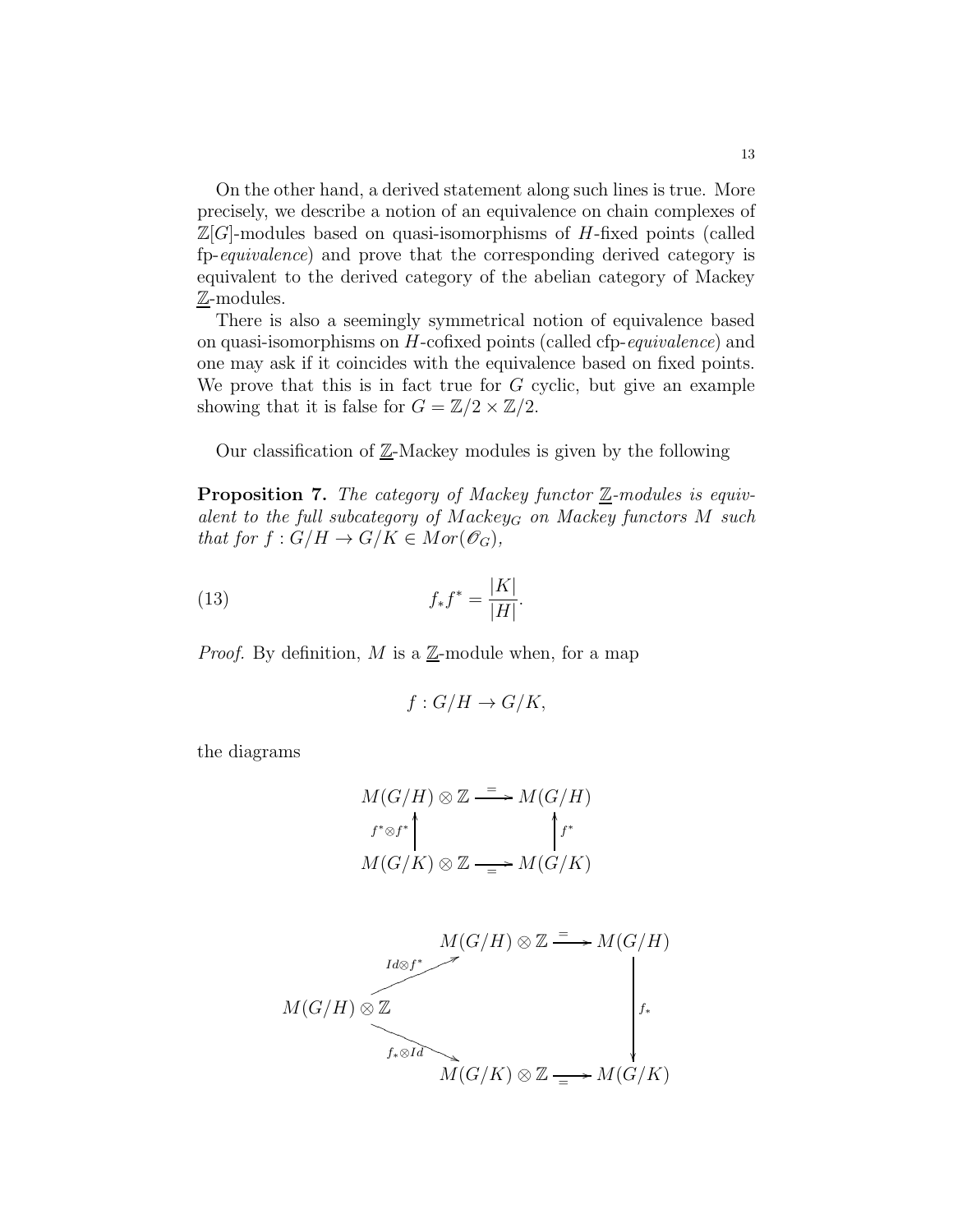On the other hand, a derived statement along such lines is true. More precisely, we describe a notion of an equivalence on chain complexes of $\mathbb{Z}[G]$-modules based on quasi-isomorphisms of $H$-fixed points (called fp-*equivalence*) and prove that the corresponding derived category is equivalent to the derived category of the abelian category of Mackey $\underline{\mathbb{Z}}$-modules.

There is also a seemingly symmetrical notion of equivalence based on quasi-isomorphisms on $H$-cofixed points (called cfp-*equivalence*) and one may ask if it coincides with the equivalence based on fixed points. We prove that this is in fact true for $G$ cyclic, but give an example showing that it is false for $G = \mathbb{Z}/2 \times \mathbb{Z}/2$.

Our classification of $\underline{\mathbb{Z}}$-Mackey modules is given by the following

**Proposition 7.** *The category of Mackey functor $\underline{\mathbb{Z}}$-modules is equivalent to the full subcategory of $Mackey_G$ on Mackey functors $M$ such that for $f : G/H \to G/K \in Mor(\mathscr{O}_G)$,*

$$f_* f^* = \frac{|K|}{|H|}. \tag{13}$$

*Proof.* By definition, $M$ is a $\underline{\mathbb{Z}}$-module when, for a map

$$f : G/H \to G/K,$$

the diagrams

$$\begin{array}{ccc}
M(G/H) \otimes \mathbb{Z} & \xrightarrow{=} & M(G/H) \\
{\scriptstyle f^* \otimes f^*} \uparrow & & \uparrow {\scriptstyle f^*} \\
M(G/K) \otimes \mathbb{Z} & \xrightarrow[=]{} & M(G/K)
\end{array}$$

$$\begin{array}{ccccc}
 & & M(G/H) \otimes \mathbb{Z} & \xrightarrow{=} & M(G/H) \\
 & \nearrow^{Id \otimes f^*} & & & \\
M(G/H) \otimes \mathbb{Z} & & & & \downarrow {\scriptstyle f_*} \\
 & \searrow_{f_* \otimes Id} & & & \\
 & & M(G/K) \otimes \mathbb{Z} & \xrightarrow[=]{} & M(G/K)
\end{array}$$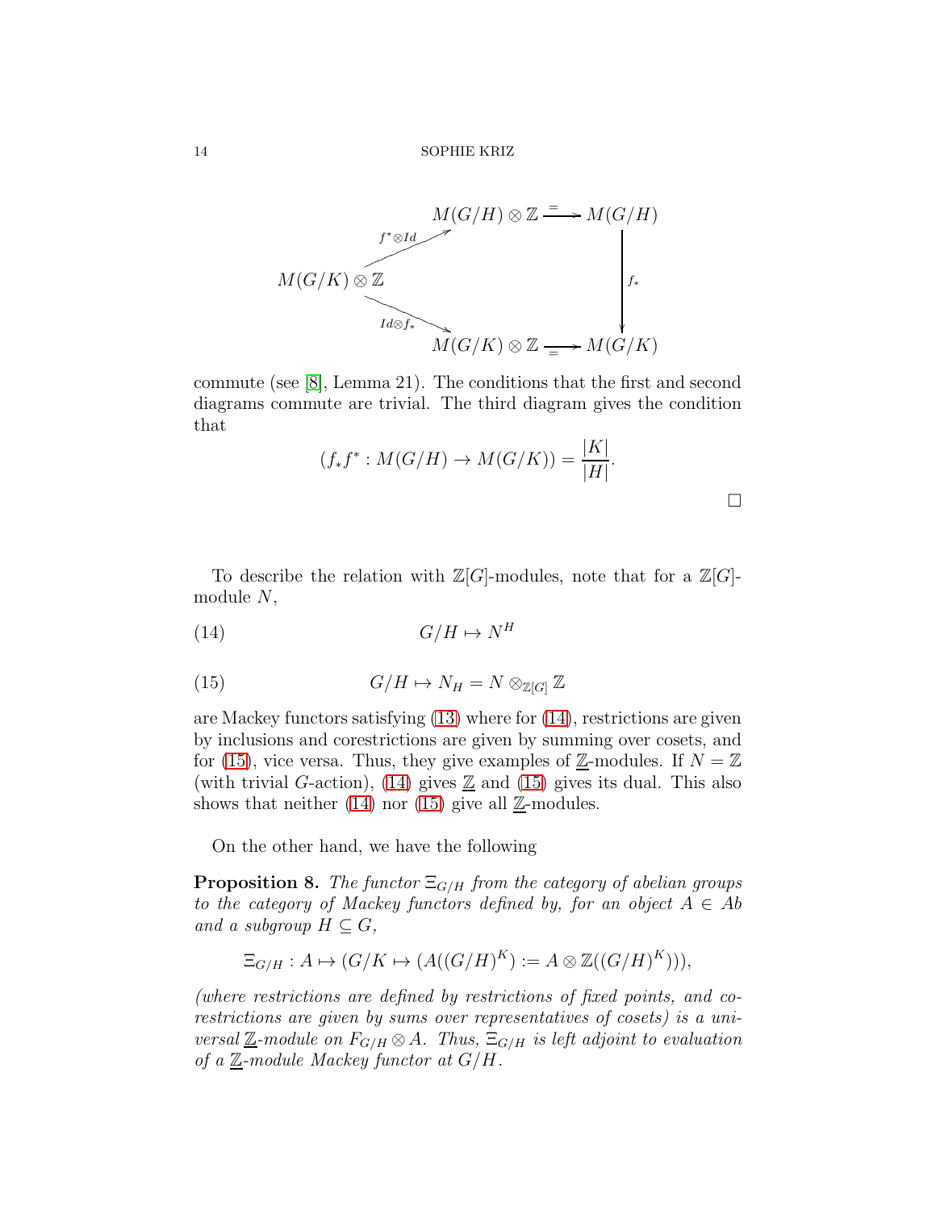$$
\begin{array}{ccc}
 & M(G/H)\otimes\mathbb{Z} \xrightarrow{=} M(G/H) & \\
M(G/K)\otimes\mathbb{Z} \begin{array}{l} \nearrow^{f^*\otimes Id} \\ \searrow_{Id\otimes f_*} \end{array} & & \downarrow f_* \\
 & M(G/K)\otimes\mathbb{Z} \xrightarrow{=} M(G/K) &
\end{array}
$$

commute (see [8], Lemma 21). The conditions that the first and second diagrams commute are trivial. The third diagram gives the condition that

$$(f_*f^* : M(G/H) \to M(G/K)) = \frac{|K|}{|H|}.$$

□

To describe the relation with $\mathbb{Z}[G]$-modules, note that for a $\mathbb{Z}[G]$-module $N$,

$$G/H \mapsto N^H \tag{14}$$

$$G/H \mapsto N_H = N \otimes_{\mathbb{Z}[G]} \mathbb{Z} \tag{15}$$

are Mackey functors satisfying (13) where for (14), restrictions are given by inclusions and corestrictions are given by summing over cosets, and for (15), vice versa. Thus, they give examples of $\underline{\mathbb{Z}}$-modules. If $N = \mathbb{Z}$ (with trivial $G$-action), (14) gives $\underline{\mathbb{Z}}$ and (15) gives its dual. This also shows that neither (14) nor (15) give all $\underline{\mathbb{Z}}$-modules.

On the other hand, we have the following

**Proposition 8.** *The functor $\Xi_{G/H}$ from the category of abelian groups to the category of Mackey functors defined by, for an object $A \in Ab$ and a subgroup $H \subseteq G$,*

$$\Xi_{G/H} : A \mapsto (G/K \mapsto (A((G/H)^K) := A \otimes \mathbb{Z}((G/H)^K))),$$

*(where restrictions are defined by restrictions of fixed points, and corestrictions are given by sums over representatives of cosets) is a universal $\underline{\mathbb{Z}}$-module on $F_{G/H} \otimes A$. Thus, $\Xi_{G/H}$ is left adjoint to evaluation of a $\underline{\mathbb{Z}}$-module Mackey functor at $G/H$.*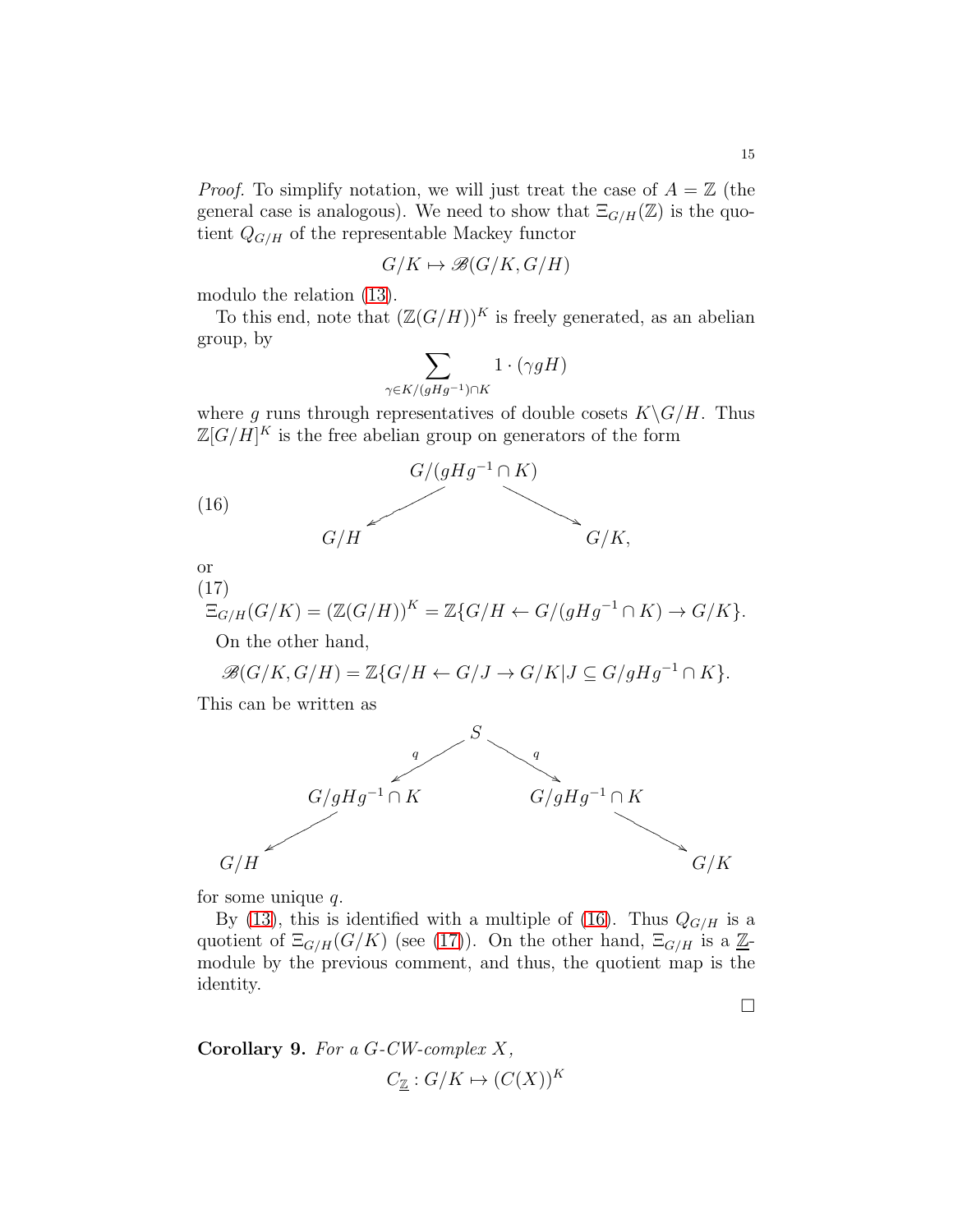*Proof.* To simplify notation, we will just treat the case of $A = \mathbb{Z}$ (the general case is analogous). We need to show that $\Xi_{G/H}(\mathbb{Z})$ is the quotient $Q_{G/H}$ of the representable Mackey functor

$$G/K \mapsto \mathscr{B}(G/K, G/H)$$

modulo the relation (13).

To this end, note that $(\mathbb{Z}(G/H))^K$ is freely generated, as an abelian group, by

$$\sum_{\gamma \in K/(gHg^{-1}) \cap K} 1 \cdot (\gamma g H)$$

where $g$ runs through representatives of double cosets $K \backslash G/H$. Thus $\mathbb{Z}[G/H]^K$ is the free abelian group on generators of the form

$$\begin{array}{ccccc} & & G/(gHg^{-1} \cap K) & & \\ & \swarrow & & \searrow & \\ G/H & & & & G/K, \end{array} \tag{16}$$

or

$$\Xi_{G/H}(G/K) = (\mathbb{Z}(G/H))^K = \mathbb{Z}\{G/H \leftarrow G/(gHg^{-1} \cap K) \rightarrow G/K\}. \tag{17}$$

On the other hand,

$$\mathscr{B}(G/K, G/H) = \mathbb{Z}\{G/H \leftarrow G/J \rightarrow G/K | J \subseteq G/gHg^{-1} \cap K\}.$$

This can be written as

$$\begin{array}{ccccccc} & & & S & & & \\ & & {\scriptstyle q}\swarrow & & \searrow{\scriptstyle q} & & \\ & G/gHg^{-1} \cap K & & & & G/gHg^{-1} \cap K & \\ \swarrow & & & & & & \searrow \\ G/H & & & & & & G/K \end{array}$$

for some unique $q$.

By (13), this is identified with a multiple of (16). Thus $Q_{G/H}$ is a quotient of $\Xi_{G/H}(G/K)$ (see (17)). On the other hand, $\Xi_{G/H}$ is a $\underline{\mathbb{Z}}$-module by the previous comment, and thus, the quotient map is the identity. $\square$

**Corollary 9.** *For a G-CW-complex X,*

$$C_{\underline{\mathbb{Z}}} : G/K \mapsto (C(X))^K$$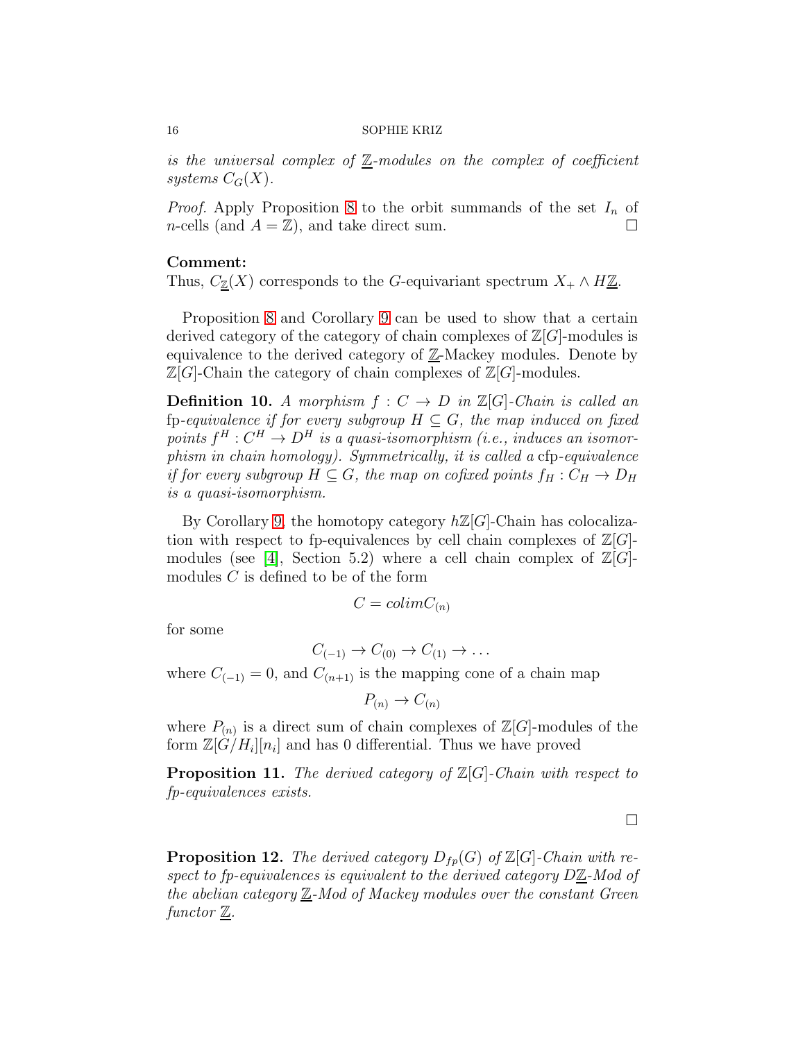*is the universal complex of $\underline{\mathbb{Z}}$-modules on the complex of coefficient systems $C_G(X)$.*

*Proof.* Apply Proposition 8 to the orbit summands of the set $I_n$ of $n$-cells (and $A = \mathbb{Z}$), and take direct sum. $\square$

**Comment:**
Thus, $C_{\underline{\mathbb{Z}}}(X)$ corresponds to the $G$-equivariant spectrum $X_+ \wedge H\underline{\mathbb{Z}}$.

Proposition 8 and Corollary 9 can be used to show that a certain derived category of the category of chain complexes of $\mathbb{Z}[G]$-modules is equivalence to the derived category of $\underline{\mathbb{Z}}$-Mackey modules. Denote by $\mathbb{Z}[G]$-Chain the category of chain complexes of $\mathbb{Z}[G]$-modules.

**Definition 10.** *A morphism $f : C \to D$ in $\mathbb{Z}[G]$-Chain is called an* fp*-equivalence if for every subgroup $H \subseteq G$, the map induced on fixed points $f^H : C^H \to D^H$ is a quasi-isomorphism (i.e., induces an isomorphism in chain homology). Symmetrically, it is called a* cfp*-equivalence if for every subgroup $H \subseteq G$, the map on cofixed points $f_H : C_H \to D_H$ is a quasi-isomorphism.*

By Corollary 9, the homotopy category $h\mathbb{Z}[G]$-Chain has colocalization with respect to fp-equivalences by cell chain complexes of $\mathbb{Z}[G]$-modules (see [4], Section 5.2) where a cell chain complex of $\mathbb{Z}[G]$-modules $C$ is defined to be of the form

$$C = colim C_{(n)}$$

for some

$$C_{(-1)} \to C_{(0)} \to C_{(1)} \to \dots$$

where $C_{(-1)} = 0$, and $C_{(n+1)}$ is the mapping cone of a chain map

$$P_{(n)} \to C_{(n)}$$

where $P_{(n)}$ is a direct sum of chain complexes of $\mathbb{Z}[G]$-modules of the form $\mathbb{Z}[G/H_i][n_i]$ and has 0 differential. Thus we have proved

**Proposition 11.** *The derived category of $\mathbb{Z}[G]$-Chain with respect to fp-equivalences exists.*

$\square$

**Proposition 12.** *The derived category $D_{fp}(G)$ of $\mathbb{Z}[G]$-Chain with respect to fp-equivalences is equivalent to the derived category $D\underline{\mathbb{Z}}$-Mod of the abelian category $\underline{\mathbb{Z}}$-Mod of Mackey modules over the constant Green functor $\underline{\mathbb{Z}}$.*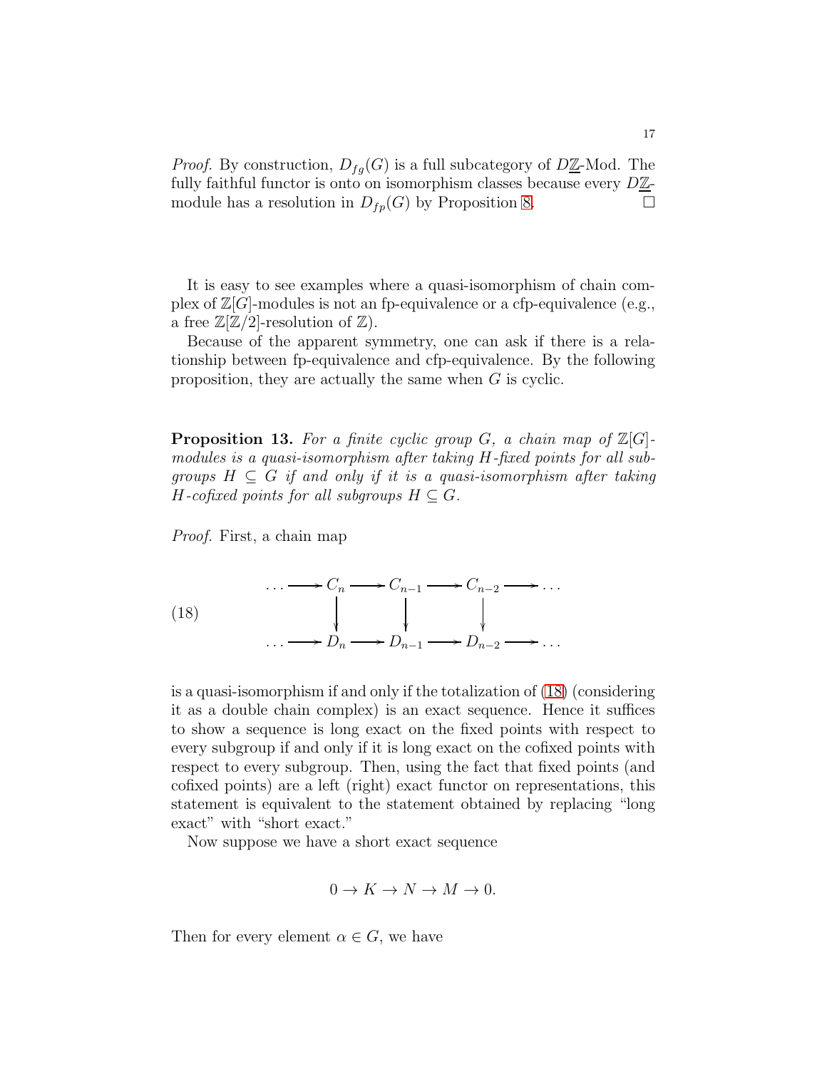*Proof.* By construction, $D_{fg}(G)$ is a full subcategory of $D\underline{\mathbb{Z}}$-Mod. The fully faithful functor is onto on isomorphism classes because every $D\underline{\mathbb{Z}}$-module has a resolution in $D_{fp}(G)$ by Proposition 8. $\square$

It is easy to see examples where a quasi-isomorphism of chain complex of $\mathbb{Z}[G]$-modules is not an fp-equivalence or a cfp-equivalence (e.g., a free $\mathbb{Z}[\mathbb{Z}/2]$-resolution of $\mathbb{Z}$).

Because of the apparent symmetry, one can ask if there is a relationship between fp-equivalence and cfp-equivalence. By the following proposition, they are actually the same when $G$ is cyclic.

**Proposition 13.** *For a finite cyclic group $G$, a chain map of $\mathbb{Z}[G]$-modules is a quasi-isomorphism after taking $H$-fixed points for all subgroups $H \subseteq G$ if and only if it is a quasi-isomorphism after taking $H$-cofixed points for all subgroups $H \subseteq G$.*

*Proof.* First, a chain map

$$
\begin{array}{ccccccccc}
\dots & \longrightarrow & C_n & \longrightarrow & C_{n-1} & \longrightarrow & C_{n-2} & \longrightarrow & \dots \\
 & & \downarrow & & \downarrow & & \downarrow & & \\
\dots & \longrightarrow & D_n & \longrightarrow & D_{n-1} & \longrightarrow & D_{n-2} & \longrightarrow & \dots
\end{array}
\tag{18}
$$

is a quasi-isomorphism if and only if the totalization of (18) (considering it as a double chain complex) is an exact sequence. Hence it suffices to show a sequence is long exact on the fixed points with respect to every subgroup if and only if it is long exact on the cofixed points with respect to every subgroup. Then, using the fact that fixed points (and cofixed points) are a left (right) exact functor on representations, this statement is equivalent to the statement obtained by replacing "long exact" with "short exact."

Now suppose we have a short exact sequence

$$0 \to K \to N \to M \to 0.$$

Then for every element $\alpha \in G$, we have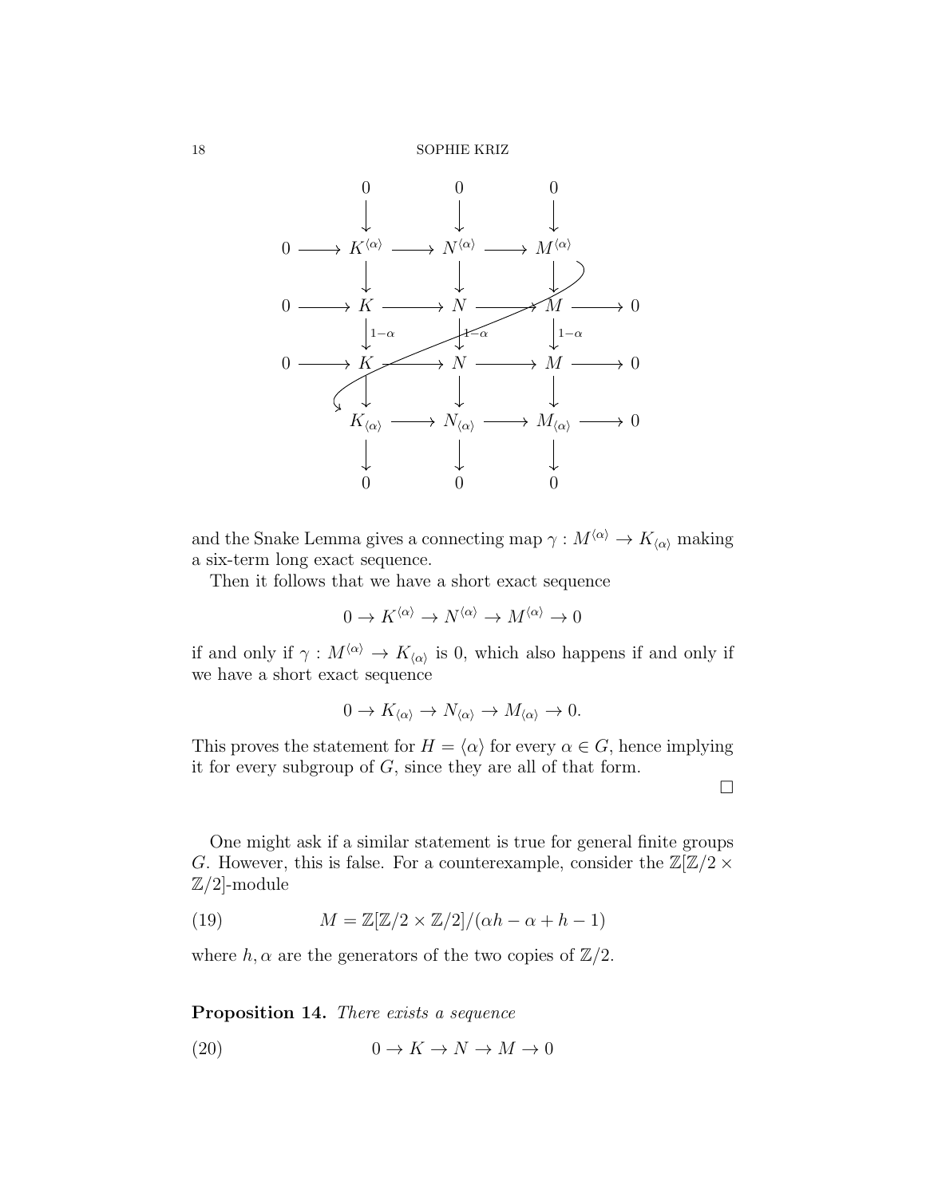$$
\begin{array}{ccccccccc}
 & & 0 & & 0 & & 0 & & \\
 & & \downarrow & & \downarrow & & \downarrow & & \\
0 & \longrightarrow & K^{\langle\alpha\rangle} & \longrightarrow & N^{\langle\alpha\rangle} & \longrightarrow & M^{\langle\alpha\rangle} & & \\
 & & \downarrow & & \downarrow & & \downarrow & & \\
0 & \longrightarrow & K & \longrightarrow & N & \longrightarrow & M & \longrightarrow & 0 \\
 & & \downarrow{\scriptstyle 1-\alpha} & & \downarrow{\scriptstyle 1-\alpha} & & \downarrow{\scriptstyle 1-\alpha} & & \\
0 & \longrightarrow & K & \longrightarrow & N & \longrightarrow & M & \longrightarrow & 0 \\
 & & \downarrow & & \downarrow & & \downarrow & & \\
 & & K_{\langle\alpha\rangle} & \longrightarrow & N_{\langle\alpha\rangle} & \longrightarrow & M_{\langle\alpha\rangle} & \longrightarrow & 0 \\
 & & \downarrow & & \downarrow & & \downarrow & & \\
 & & 0 & & 0 & & 0 & &
\end{array}
$$

and the Snake Lemma gives a connecting map $\gamma : M^{\langle\alpha\rangle} \to K_{\langle\alpha\rangle}$ making a six-term long exact sequence.

Then it follows that we have a short exact sequence

$$0 \to K^{\langle\alpha\rangle} \to N^{\langle\alpha\rangle} \to M^{\langle\alpha\rangle} \to 0$$

if and only if $\gamma : M^{\langle\alpha\rangle} \to K_{\langle\alpha\rangle}$ is 0, which also happens if and only if we have a short exact sequence

$$0 \to K_{\langle\alpha\rangle} \to N_{\langle\alpha\rangle} \to M_{\langle\alpha\rangle} \to 0.$$

This proves the statement for $H = \langle\alpha\rangle$ for every $\alpha \in G$, hence implying it for every subgroup of $G$, since they are all of that form.

□

One might ask if a similar statement is true for general finite groups $G$. However, this is false. For a counterexample, consider the $\mathbb{Z}[\mathbb{Z}/2 \times \mathbb{Z}/2]$-module

$$M = \mathbb{Z}[\mathbb{Z}/2 \times \mathbb{Z}/2]/(\alpha h - \alpha + h - 1) \tag{19}$$

where $h, \alpha$ are the generators of the two copies of $\mathbb{Z}/2$.

**Proposition 14.** *There exists a sequence*

$$0 \to K \to N \to M \to 0 \tag{20}$$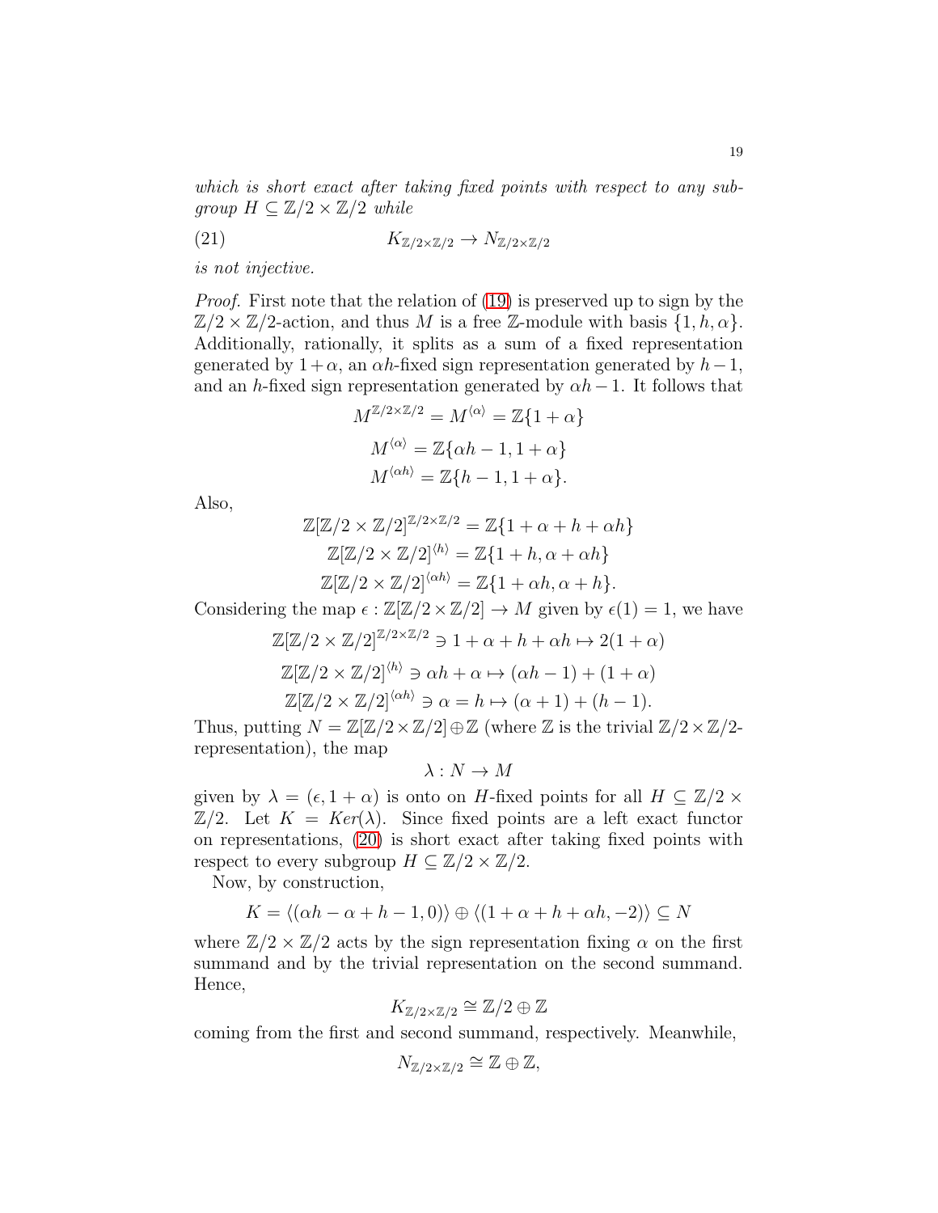*which is short exact after taking fixed points with respect to any subgroup $H \subseteq \mathbb{Z}/2 \times \mathbb{Z}/2$ while*

$$K_{\mathbb{Z}/2\times\mathbb{Z}/2} \to N_{\mathbb{Z}/2\times\mathbb{Z}/2} \tag{21}$$

*is not injective.*

*Proof.* First note that the relation of (19) is preserved up to sign by the $\mathbb{Z}/2 \times \mathbb{Z}/2$-action, and thus $M$ is a free $\mathbb{Z}$-module with basis $\{1, h, \alpha\}$. Additionally, rationally, it splits as a sum of a fixed representation generated by $1+\alpha$, an $\alpha h$-fixed sign representation generated by $h-1$, and an $h$-fixed sign representation generated by $\alpha h - 1$. It follows that

$$M^{\mathbb{Z}/2\times\mathbb{Z}/2} = M^{\langle\alpha\rangle} = \mathbb{Z}\{1+\alpha\}$$
$$M^{\langle\alpha\rangle} = \mathbb{Z}\{\alpha h - 1, 1+\alpha\}$$
$$M^{\langle\alpha h\rangle} = \mathbb{Z}\{h-1, 1+\alpha\}.$$

Also,

$$\mathbb{Z}[\mathbb{Z}/2\times\mathbb{Z}/2]^{\mathbb{Z}/2\times\mathbb{Z}/2} = \mathbb{Z}\{1+\alpha+h+\alpha h\}$$
$$\mathbb{Z}[\mathbb{Z}/2\times\mathbb{Z}/2]^{\langle h\rangle} = \mathbb{Z}\{1+h, \alpha+\alpha h\}$$
$$\mathbb{Z}[\mathbb{Z}/2\times\mathbb{Z}/2]^{\langle\alpha h\rangle} = \mathbb{Z}\{1+\alpha h, \alpha+h\}.$$

Considering the map $\epsilon : \mathbb{Z}[\mathbb{Z}/2\times\mathbb{Z}/2] \to M$ given by $\epsilon(1) = 1$, we have

$$\mathbb{Z}[\mathbb{Z}/2\times\mathbb{Z}/2]^{\mathbb{Z}/2\times\mathbb{Z}/2} \ni 1+\alpha+h+\alpha h \mapsto 2(1+\alpha)$$
$$\mathbb{Z}[\mathbb{Z}/2\times\mathbb{Z}/2]^{\langle h\rangle} \ni \alpha h+\alpha \mapsto (\alpha h - 1) + (1+\alpha)$$
$$\mathbb{Z}[\mathbb{Z}/2\times\mathbb{Z}/2]^{\langle\alpha h\rangle} \ni \alpha = h \mapsto (\alpha+1) + (h-1).$$

Thus, putting $N = \mathbb{Z}[\mathbb{Z}/2\times\mathbb{Z}/2] \oplus \mathbb{Z}$ (where $\mathbb{Z}$ is the trivial $\mathbb{Z}/2\times\mathbb{Z}/2$-representation), the map

$$\lambda : N \to M$$

given by $\lambda = (\epsilon, 1+\alpha)$ is onto on $H$-fixed points for all $H \subseteq \mathbb{Z}/2 \times \mathbb{Z}/2$. Let $K = Ker(\lambda)$. Since fixed points are a left exact functor on representations, (20) is short exact after taking fixed points with respect to every subgroup $H \subseteq \mathbb{Z}/2 \times \mathbb{Z}/2$.

Now, by construction,

$$K = \langle(\alpha h - \alpha + h - 1, 0)\rangle \oplus \langle(1+\alpha+h+\alpha h, -2)\rangle \subseteq N$$

where $\mathbb{Z}/2\times\mathbb{Z}/2$ acts by the sign representation fixing $\alpha$ on the first summand and by the trivial representation on the second summand. Hence,

$$K_{\mathbb{Z}/2\times\mathbb{Z}/2} \cong \mathbb{Z}/2 \oplus \mathbb{Z}$$

coming from the first and second summand, respectively. Meanwhile,

$$N_{\mathbb{Z}/2\times\mathbb{Z}/2} \cong \mathbb{Z} \oplus \mathbb{Z},$$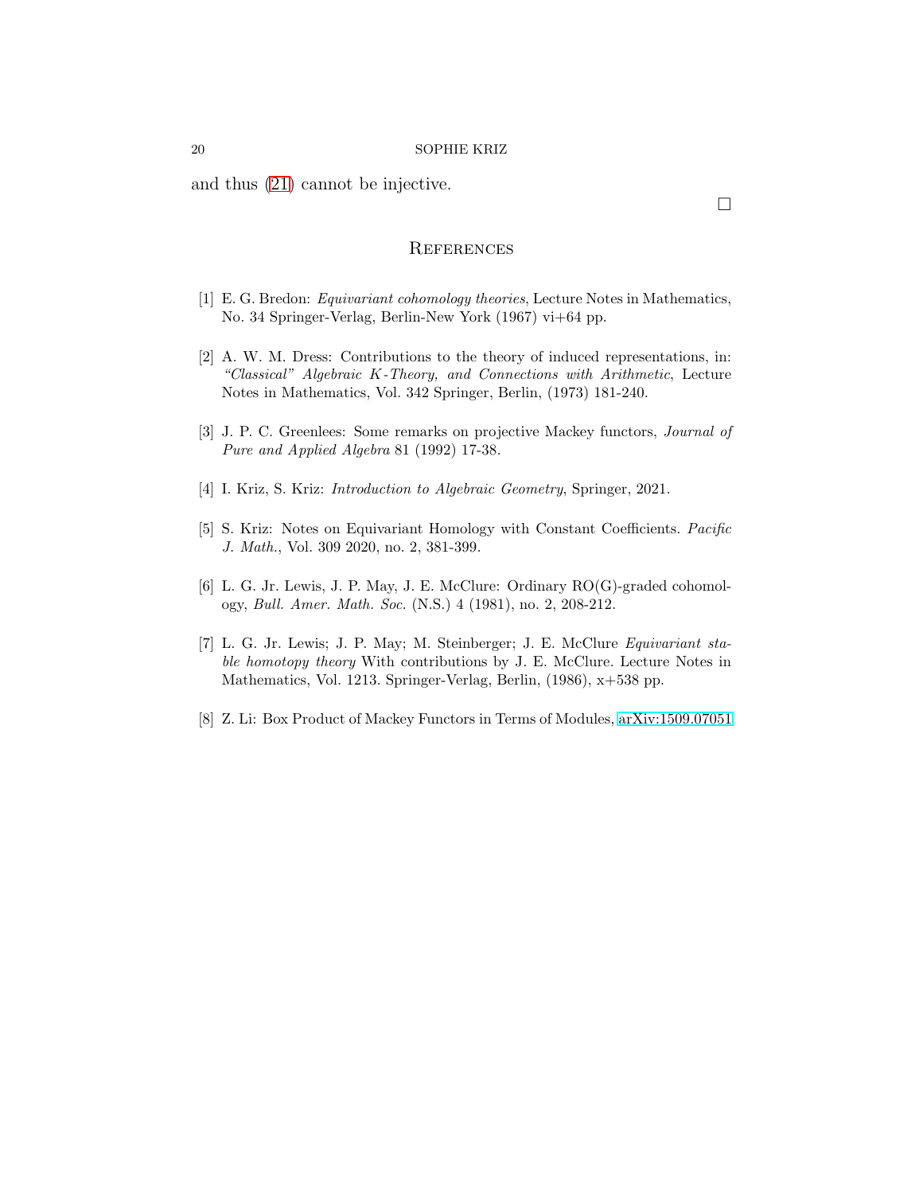and thus (21) cannot be injective.

□

## References

[1] E. G. Bredon: *Equivariant cohomology theories*, Lecture Notes in Mathematics, No. 34 Springer-Verlag, Berlin-New York (1967) vi+64 pp.

[2] A. W. M. Dress: Contributions to the theory of induced representations, in: *"Classical" Algebraic K-Theory, and Connections with Arithmetic*, Lecture Notes in Mathematics, Vol. 342 Springer, Berlin, (1973) 181-240.

[3] J. P. C. Greenlees: Some remarks on projective Mackey functors, *Journal of Pure and Applied Algebra* 81 (1992) 17-38.

[4] I. Kriz, S. Kriz: *Introduction to Algebraic Geometry*, Springer, 2021.

[5] S. Kriz: Notes on Equivariant Homology with Constant Coefficients. *Pacific J. Math.*, Vol. 309 2020, no. 2, 381-399.

[6] L. G. Jr. Lewis, J. P. May, J. E. McClure: Ordinary RO(G)-graded cohomology, *Bull. Amer. Math. Soc.* (N.S.) 4 (1981), no. 2, 208-212.

[7] L. G. Jr. Lewis; J. P. May; M. Steinberger; J. E. McClure *Equivariant stable homotopy theory* With contributions by J. E. McClure. Lecture Notes in Mathematics, Vol. 1213. Springer-Verlag, Berlin, (1986), x+538 pp.

[8] Z. Li: Box Product of Mackey Functors in Terms of Modules, arXiv:1509.07051